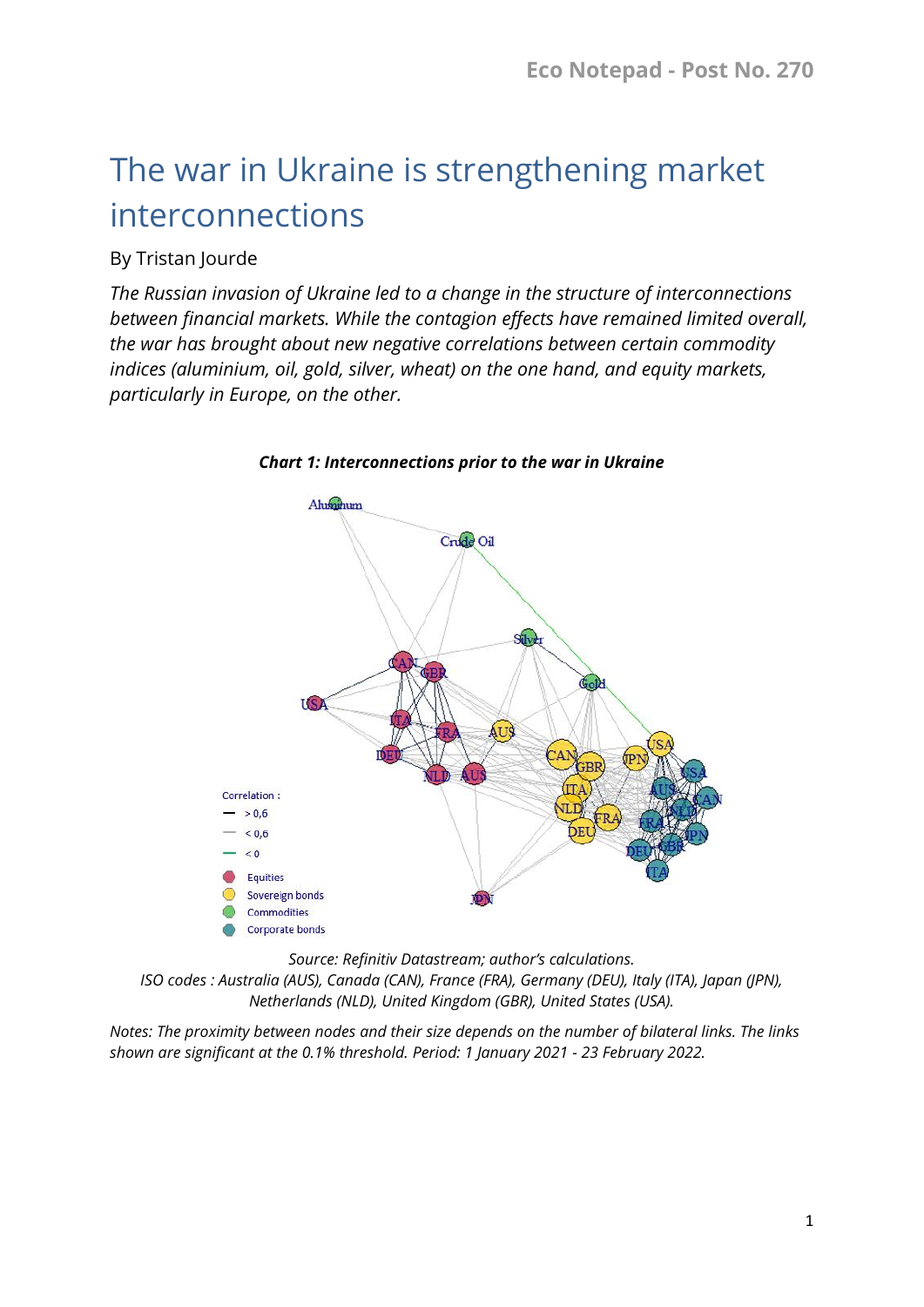# The war in Ukraine is strengthening market interconnections

By Tristan Jourde

*The Russian invasion of Ukraine led to a change in the structure of interconnections between financial markets. While the contagion effects have remained limited overall, the war has brought about new negative correlations between certain commodity indices (aluminium, oil, gold, silver, wheat) on the one hand, and equity markets, particularly in Europe, on the other.*

***Chart 1: Interconnections prior to the war in Ukraine***

*Source: Refinitiv Datastream; author's calculations.*
*ISO codes : Australia (AUS), Canada (CAN), France (FRA), Germany (DEU), Italy (ITA), Japan (JPN), Netherlands (NLD), United Kingdom (GBR), United States (USA).*

*Notes: The proximity between nodes and their size depends on the number of bilateral links. The links shown are significant at the 0.1% threshold. Period: 1 January 2021 - 23 February 2022.*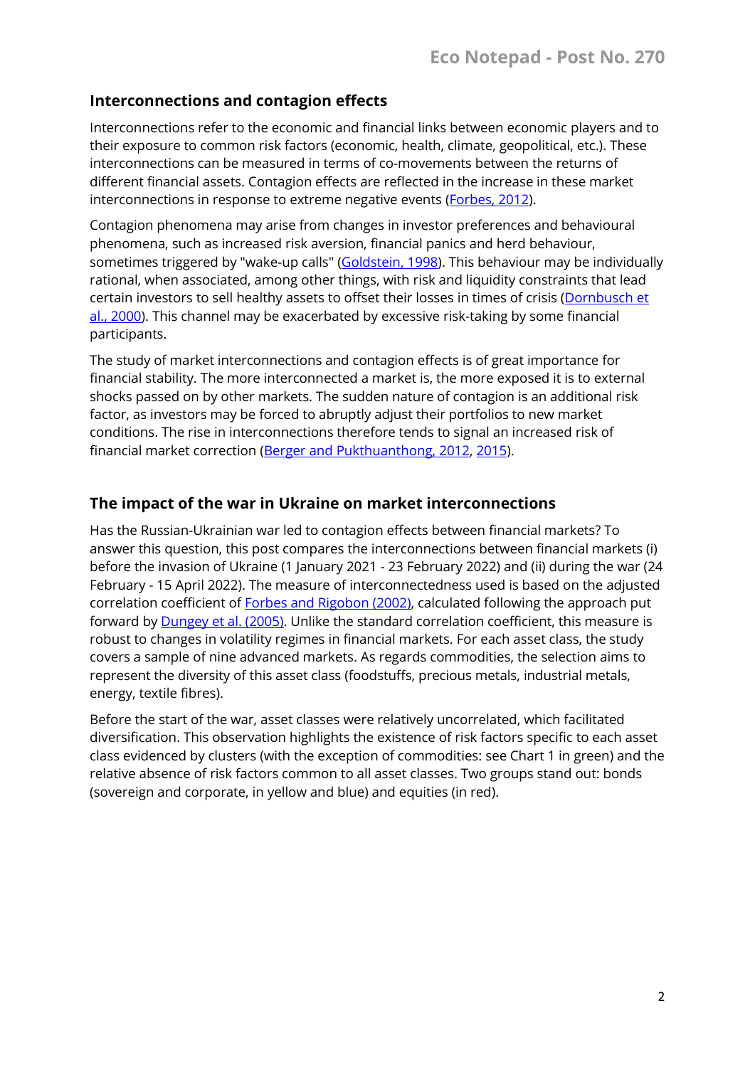## Interconnections and contagion effects

Interconnections refer to the economic and financial links between economic players and to their exposure to common risk factors (economic, health, climate, geopolitical, etc.). These interconnections can be measured in terms of co-movements between the returns of different financial assets. Contagion effects are reflected in the increase in these market interconnections in response to extreme negative events (Forbes, 2012).

Contagion phenomena may arise from changes in investor preferences and behavioural phenomena, such as increased risk aversion, financial panics and herd behaviour, sometimes triggered by "wake-up calls" (Goldstein, 1998). This behaviour may be individually rational, when associated, among other things, with risk and liquidity constraints that lead certain investors to sell healthy assets to offset their losses in times of crisis (Dornbusch et al., 2000). This channel may be exacerbated by excessive risk-taking by some financial participants.

The study of market interconnections and contagion effects is of great importance for financial stability. The more interconnected a market is, the more exposed it is to external shocks passed on by other markets. The sudden nature of contagion is an additional risk factor, as investors may be forced to abruptly adjust their portfolios to new market conditions. The rise in interconnections therefore tends to signal an increased risk of financial market correction (Berger and Pukthuanthong, 2012, 2015).

## The impact of the war in Ukraine on market interconnections

Has the Russian-Ukrainian war led to contagion effects between financial markets? To answer this question, this post compares the interconnections between financial markets (i) before the invasion of Ukraine (1 January 2021 - 23 February 2022) and (ii) during the war (24 February - 15 April 2022). The measure of interconnectedness used is based on the adjusted correlation coefficient of Forbes and Rigobon (2002), calculated following the approach put forward by Dungey et al. (2005). Unlike the standard correlation coefficient, this measure is robust to changes in volatility regimes in financial markets. For each asset class, the study covers a sample of nine advanced markets. As regards commodities, the selection aims to represent the diversity of this asset class (foodstuffs, precious metals, industrial metals, energy, textile fibres).

Before the start of the war, asset classes were relatively uncorrelated, which facilitated diversification. This observation highlights the existence of risk factors specific to each asset class evidenced by clusters (with the exception of commodities: see Chart 1 in green) and the relative absence of risk factors common to all asset classes. Two groups stand out: bonds (sovereign and corporate, in yellow and blue) and equities (in red).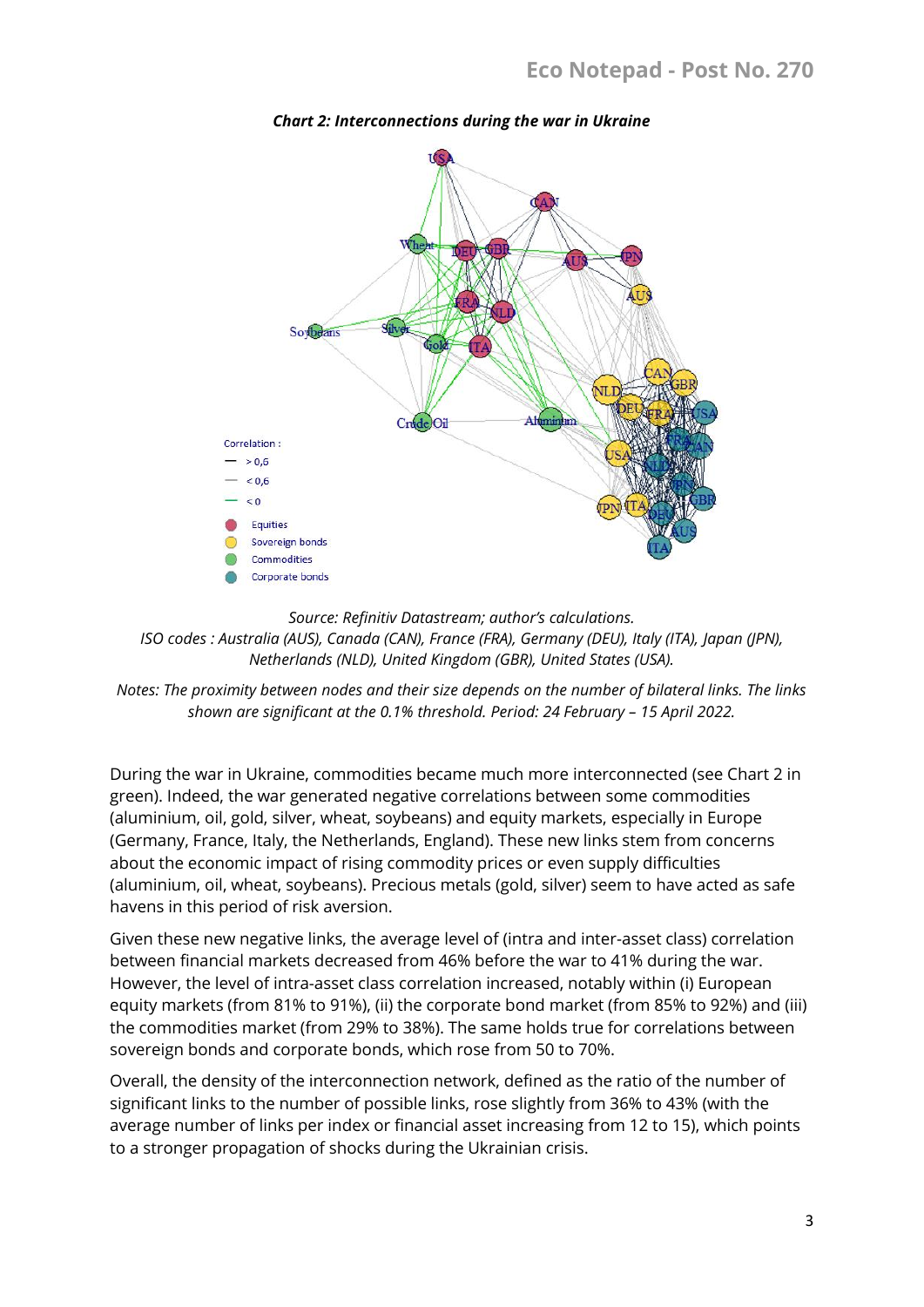***Chart 2: Interconnections during the war in Ukraine***

*Source: Refinitiv Datastream; author's calculations.*
*ISO codes : Australia (AUS), Canada (CAN), France (FRA), Germany (DEU), Italy (ITA), Japan (JPN), Netherlands (NLD), United Kingdom (GBR), United States (USA).*

*Notes: The proximity between nodes and their size depends on the number of bilateral links. The links shown are significant at the 0.1% threshold. Period: 24 February – 15 April 2022.*

During the war in Ukraine, commodities became much more interconnected (see Chart 2 in green). Indeed, the war generated negative correlations between some commodities (aluminium, oil, gold, silver, wheat, soybeans) and equity markets, especially in Europe (Germany, France, Italy, the Netherlands, England). These new links stem from concerns about the economic impact of rising commodity prices or even supply difficulties (aluminium, oil, wheat, soybeans). Precious metals (gold, silver) seem to have acted as safe havens in this period of risk aversion.

Given these new negative links, the average level of (intra and inter-asset class) correlation between financial markets decreased from 46% before the war to 41% during the war. However, the level of intra-asset class correlation increased, notably within (i) European equity markets (from 81% to 91%), (ii) the corporate bond market (from 85% to 92%) and (iii) the commodities market (from 29% to 38%). The same holds true for correlations between sovereign bonds and corporate bonds, which rose from 50 to 70%.

Overall, the density of the interconnection network, defined as the ratio of the number of significant links to the number of possible links, rose slightly from 36% to 43% (with the average number of links per index or financial asset increasing from 12 to 15), which points to a stronger propagation of shocks during the Ukrainian crisis.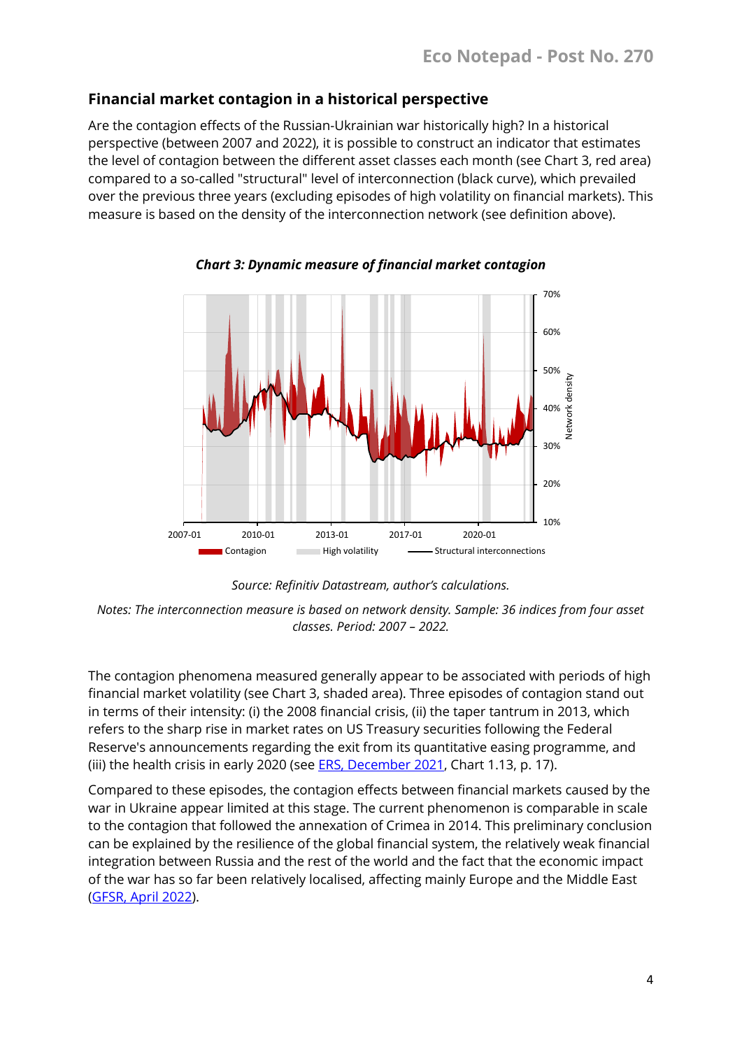## Financial market contagion in a historical perspective

Are the contagion effects of the Russian-Ukrainian war historically high? In a historical perspective (between 2007 and 2022), it is possible to construct an indicator that estimates the level of contagion between the different asset classes each month (see Chart 3, red area) compared to a so-called "structural" level of interconnection (black curve), which prevailed over the previous three years (excluding episodes of high volatility on financial markets). This measure is based on the density of the interconnection network (see definition above).

*Chart 3: Dynamic measure of financial market contagion*

70%
60%
50%
40%
30%
20%
10%
Network density
2007-01
2010-01
2013-01
2017-01
2020-01
Contagion
High volatility
Structural interconnections

*Source: Refinitiv Datastream, author's calculations.*

*Notes: The interconnection measure is based on network density. Sample: 36 indices from four asset classes. Period: 2007 – 2022.*

The contagion phenomena measured generally appear to be associated with periods of high financial market volatility (see Chart 3, shaded area). Three episodes of contagion stand out in terms of their intensity: (i) the 2008 financial crisis, (ii) the taper tantrum in 2013, which refers to the sharp rise in market rates on US Treasury securities following the Federal Reserve's announcements regarding the exit from its quantitative easing programme, and (iii) the health crisis in early 2020 (see ERS, December 2021, Chart 1.13, p. 17).

Compared to these episodes, the contagion effects between financial markets caused by the war in Ukraine appear limited at this stage. The current phenomenon is comparable in scale to the contagion that followed the annexation of Crimea in 2014. This preliminary conclusion can be explained by the resilience of the global financial system, the relatively weak financial integration between Russia and the rest of the world and the fact that the economic impact of the war has so far been relatively localised, affecting mainly Europe and the Middle East (GFSR, April 2022).